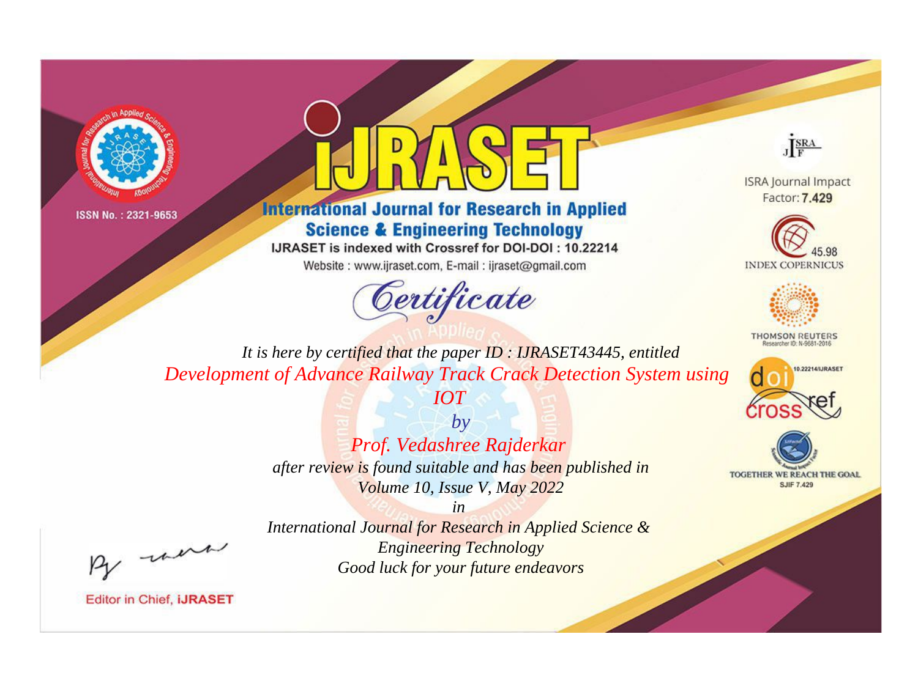ISSN No. : 2321-9653

# iJRASET

## International Journal for Research in Applied Science & Engineering Technology

IJRASET is indexed with Crossref for DOI-DOI : 10.22214

Website : www.ijraset.com, E-mail : ijraset@gmail.com

ISRA Journal Impact Factor: **7.429**

45.98 INDEX COPERNICUS

THOMSON REUTERS Researcher ID: N-9681-2016

10.22214/IJRASET

TOGETHER WE REACH THE GOAL SJIF 7.429

# *Certificate*

*It is here by certified that the paper ID : IJRASET43445, entitled*

*Development of Advance Railway Track Crack Detection System using IOT*

*by*

*Prof. Vedashree Rajderkar*

*after review is found suitable and has been published in*

*Volume 10, Issue V, May 2022*

*in*

*International Journal for Research in Applied Science & Engineering Technology*

*Good luck for your future endeavors*

Editor in Chief, **iJRASET**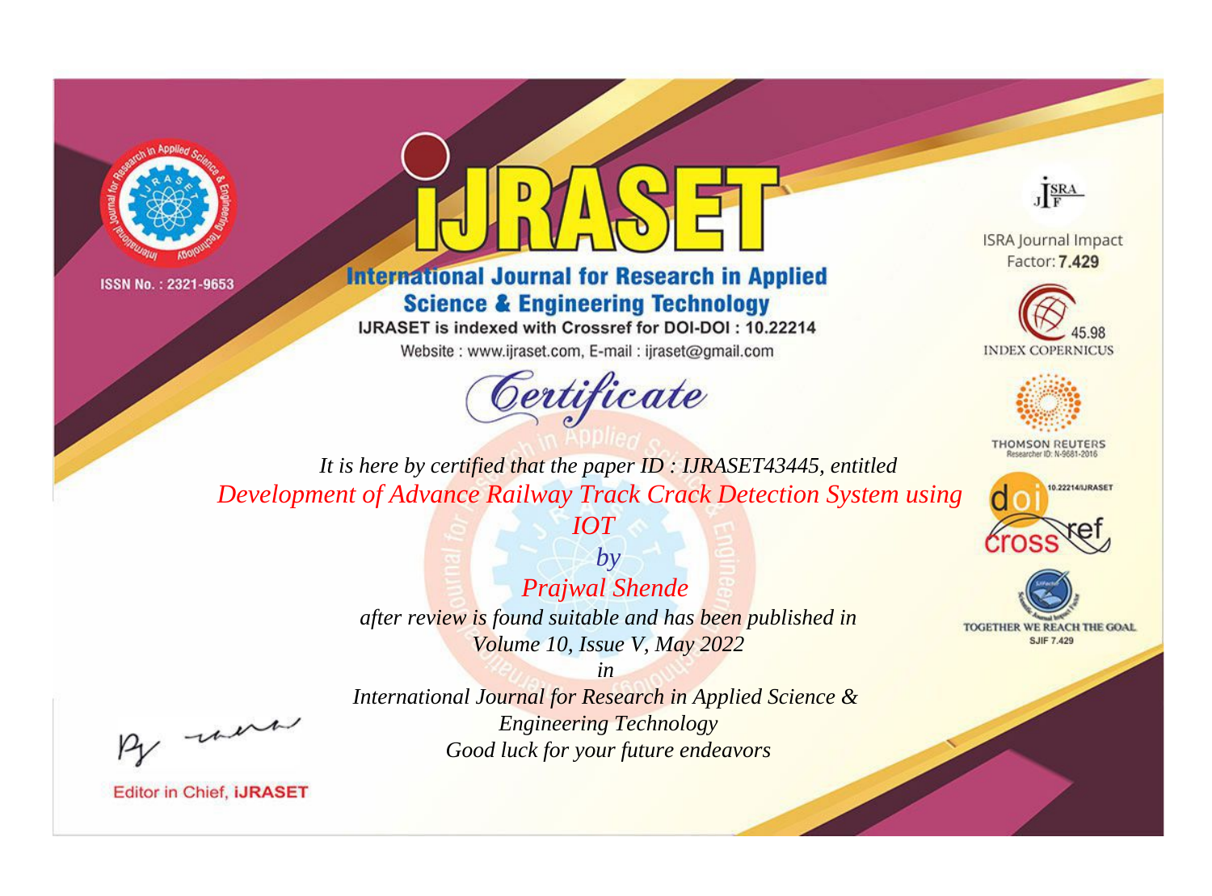ISSN No. : 2321-9653

# iJRASET

## International Journal for Research in Applied Science & Engineering Technology

IJRASET is indexed with Crossref for DOI-DOI : 10.22214

Website : www.ijraset.com, E-mail : ijraset@gmail.com

ISRA Journal Impact Factor: **7.429**

45.98 INDEX COPERNICUS

THOMSON REUTERS Researcher ID: N-9681-2016

10.22214/IJRASET

TOGETHER WE REACH THE GOAL SJIF 7.429

*Certificate*

*It is here by certified that the paper ID : IJRASET43445, entitled*

*Development of Advance Railway Track Crack Detection System using IOT*

*by*

*Prajwal Shende*

*after review is found suitable and has been published in*

*Volume 10, Issue V, May 2022*

*in*

*International Journal for Research in Applied Science & Engineering Technology*

*Good luck for your future endeavors*

Editor in Chief, **iJRASET**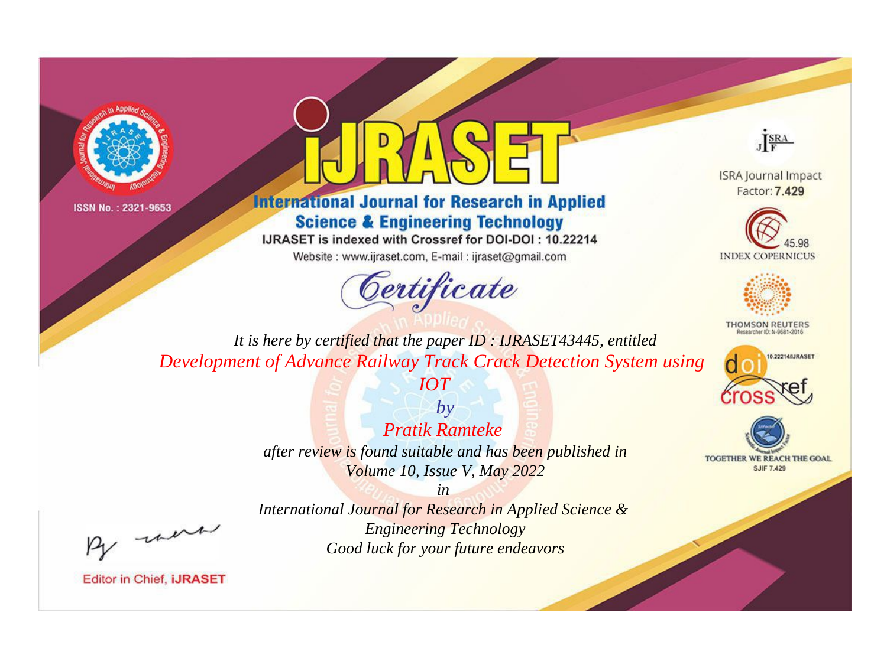ISSN No. : 2321-9653

# IJRASET

## International Journal for Research in Applied Science & Engineering Technology

IJRASET is indexed with Crossref for DOI-DOI : 10.22214

Website : www.ijraset.com, E-mail : ijraset@gmail.com

## Certificate

*It is here by certified that the paper ID : IJRASET43445, entitled*

*Development of Advance Railway Track Crack Detection System using IOT*

*by*

*Pratik Ramteke*

*after review is found suitable and has been published in*

*Volume 10, Issue V, May 2022*

*in*

*International Journal for Research in Applied Science & Engineering Technology*

*Good luck for your future endeavors*

ISRA Journal Impact Factor: **7.429**

45.98 INDEX COPERNICUS

THOMSON REUTERS Researcher ID: N-9681-2016

10.22214/IJRASET

TOGETHER WE REACH THE GOAL SJIF 7.429

Editor in Chief, **iJRASET**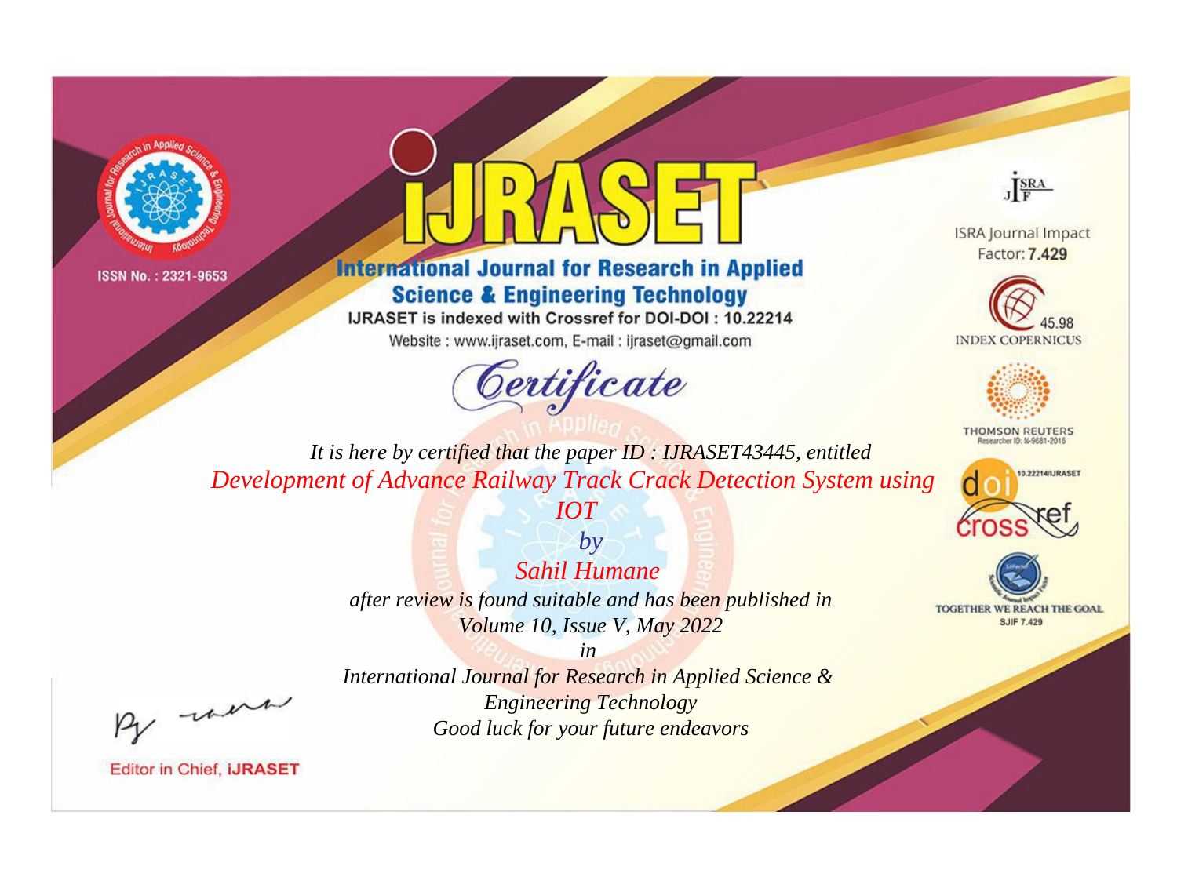ISSN No. : 2321-9653

# iJRASET

## International Journal for Research in Applied Science & Engineering Technology

IJRASET is indexed with Crossref for DOI-DOI : 10.22214

Website : www.ijraset.com, E-mail : ijraset@gmail.com

ISRA Journal Impact Factor: **7.429**

45.98 INDEX COPERNICUS

THOMSON REUTERS Researcher ID: N-9681-2016

10.22214/IJRASET

TOGETHER WE REACH THE GOAL SJIF 7.429

# *Certificate*

*It is here by certified that the paper ID : IJRASET43445, entitled*

*Development of Advance Railway Track Crack Detection System using IOT*

*by*

*Sahil Humane*

*after review is found suitable and has been published in*

*Volume 10, Issue V, May 2022*

*in*

*International Journal for Research in Applied Science & Engineering Technology*

*Good luck for your future endeavors*

Editor in Chief, **iJRASET**